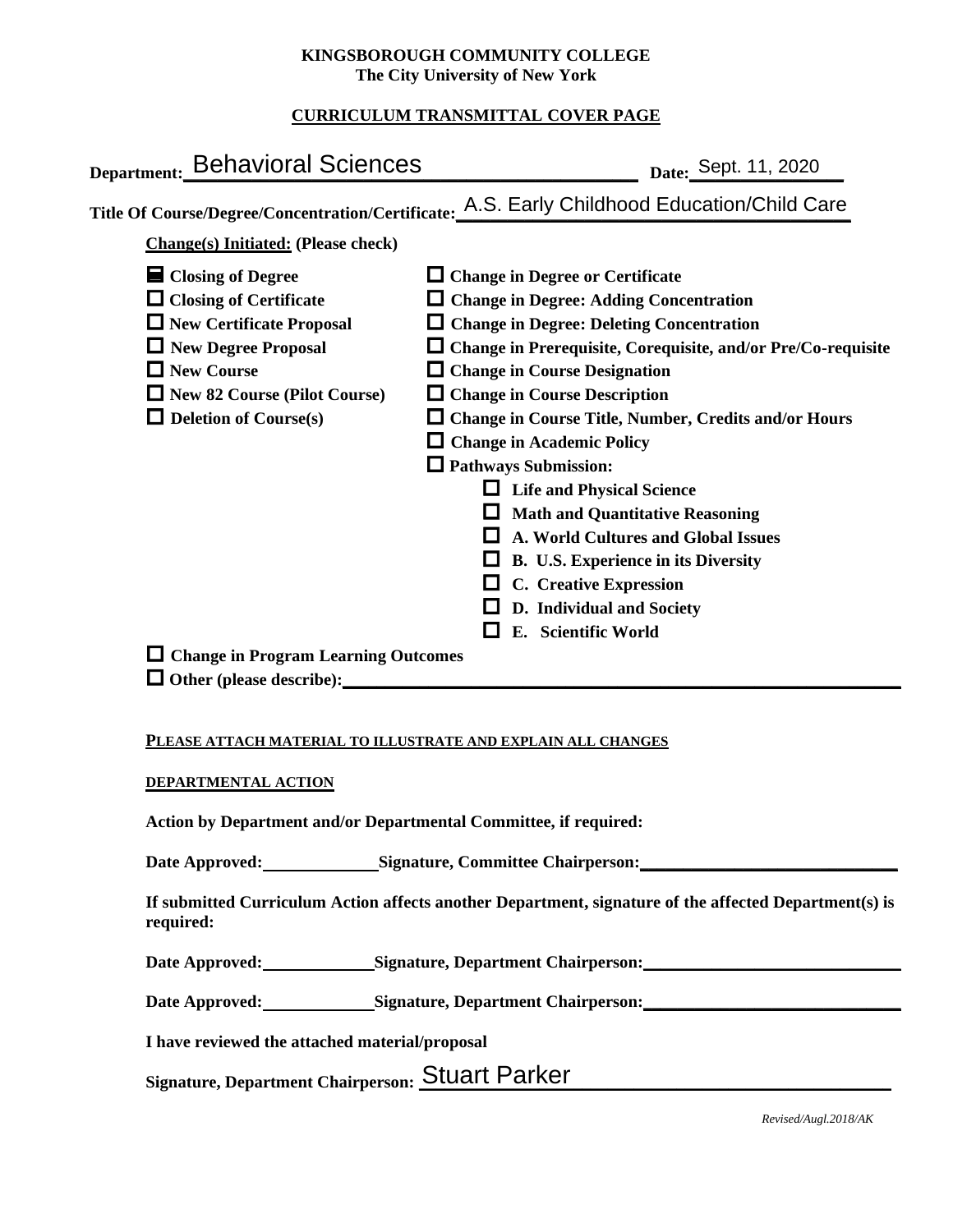**KINGSBOROUGH COMMUNITY COLLEGE**
**The City University of New York**

**CURRICULUM TRANSMITTAL COVER PAGE**

**Department:** Behavioral Sciences **Date:** Sept. 11, 2020

**Title Of Course/Degree/Concentration/Certificate:** A.S. Early Childhood Education/Child Care

**Change(s) Initiated:** (Please check)

- [x] **Closing of Degree**
- [ ] **Closing of Certificate**
- [ ] **New Certificate Proposal**
- [ ] **New Degree Proposal**
- [ ] **New Course**
- [ ] **New 82 Course (Pilot Course)**
- [ ] **Deletion of Course(s)**
- [ ] **Change in Degree or Certificate**
- [ ] **Change in Degree: Adding Concentration**
- [ ] **Change in Degree: Deleting Concentration**
- [ ] **Change in Prerequisite, Corequisite, and/or Pre/Co-requisite**
- [ ] **Change in Course Designation**
- [ ] **Change in Course Description**
- [ ] **Change in Course Title, Number, Credits and/or Hours**
- [ ] **Change in Academic Policy**
- [ ] **Pathways Submission:**
  - [ ] **Life and Physical Science**
  - [ ] **Math and Quantitative Reasoning**
  - [ ] **A. World Cultures and Global Issues**
  - [ ] **B. U.S. Experience in its Diversity**
  - [ ] **C. Creative Expression**
  - [ ] **D. Individual and Society**
  - [ ] **E. Scientific World**
- [ ] **Change in Program Learning Outcomes**
- [ ] **Other (please describe):** ______________________

**PLEASE ATTACH MATERIAL TO ILLUSTRATE AND EXPLAIN ALL CHANGES**

**DEPARTMENTAL ACTION**

**Action by Department and/or Departmental Committee, if required:**

**Date Approved:** __________ **Signature, Committee Chairperson:** ______________________

**If submitted Curriculum Action affects another Department, signature of the affected Department(s) is required:**

**Date Approved:** __________ **Signature, Department Chairperson:** ______________________

**Date Approved:** __________ **Signature, Department Chairperson:** ______________________

**I have reviewed the attached material/proposal**

**Signature, Department Chairperson:** Stuart Parker

*Revised/Augl.2018/AK*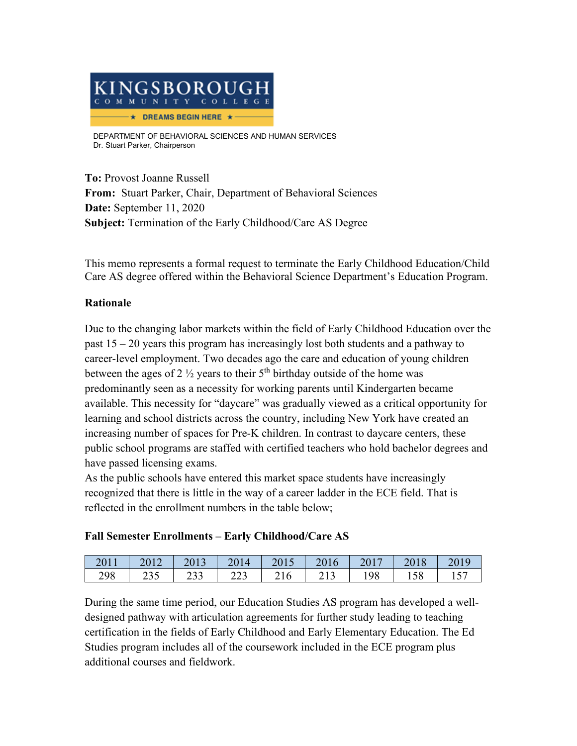KINGSBOROUGH COMMUNITY COLLEGE

DREAMS BEGIN HERE

DEPARTMENT OF BEHAVIORAL SCIENCES AND HUMAN SERVICES
Dr. Stuart Parker, Chairperson

**To:** Provost Joanne Russell
**From:** Stuart Parker, Chair, Department of Behavioral Sciences
**Date:** September 11, 2020
**Subject:** Termination of the Early Childhood/Care AS Degree

This memo represents a formal request to terminate the Early Childhood Education/Child Care AS degree offered within the Behavioral Science Department's Education Program.

**Rationale**

Due to the changing labor markets within the field of Early Childhood Education over the past 15 – 20 years this program has increasingly lost both students and a pathway to career-level employment. Two decades ago the care and education of young children between the ages of 2 ½ years to their 5th birthday outside of the home was predominantly seen as a necessity for working parents until Kindergarten became available. This necessity for "daycare" was gradually viewed as a critical opportunity for learning and school districts across the country, including New York have created an increasing number of spaces for Pre-K children. In contrast to daycare centers, these public school programs are staffed with certified teachers who hold bachelor degrees and have passed licensing exams.
As the public schools have entered this market space students have increasingly recognized that there is little in the way of a career ladder in the ECE field. That is reflected in the enrollment numbers in the table below;

**Fall Semester Enrollments – Early Childhood/Care AS**

| 2011 | 2012 | 2013 | 2014 | 2015 | 2016 | 2017 | 2018 | 2019 |
|---|---|---|---|---|---|---|---|---|
| 298 | 235 | 233 | 223 | 216 | 213 | 198 | 158 | 157 |

During the same time period, our Education Studies AS program has developed a well-designed pathway with articulation agreements for further study leading to teaching certification in the fields of Early Childhood and Early Elementary Education. The Ed Studies program includes all of the coursework included in the ECE program plus additional courses and fieldwork.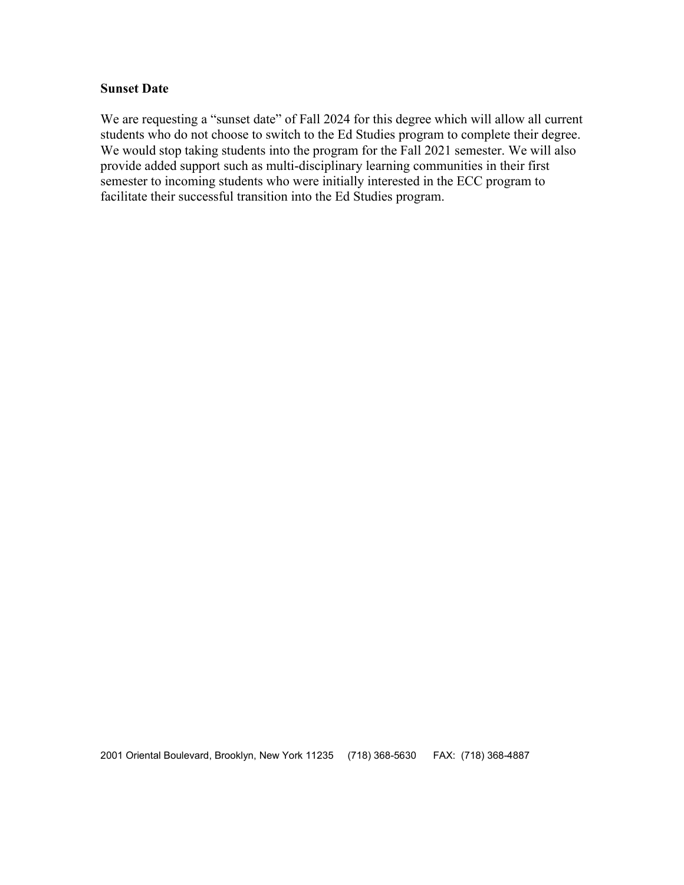**Sunset Date**

We are requesting a "sunset date" of Fall 2024 for this degree which will allow all current students who do not choose to switch to the Ed Studies program to complete their degree. We would stop taking students into the program for the Fall 2021 semester. We will also provide added support such as multi-disciplinary learning communities in their first semester to incoming students who were initially interested in the ECC program to facilitate their successful transition into the Ed Studies program.